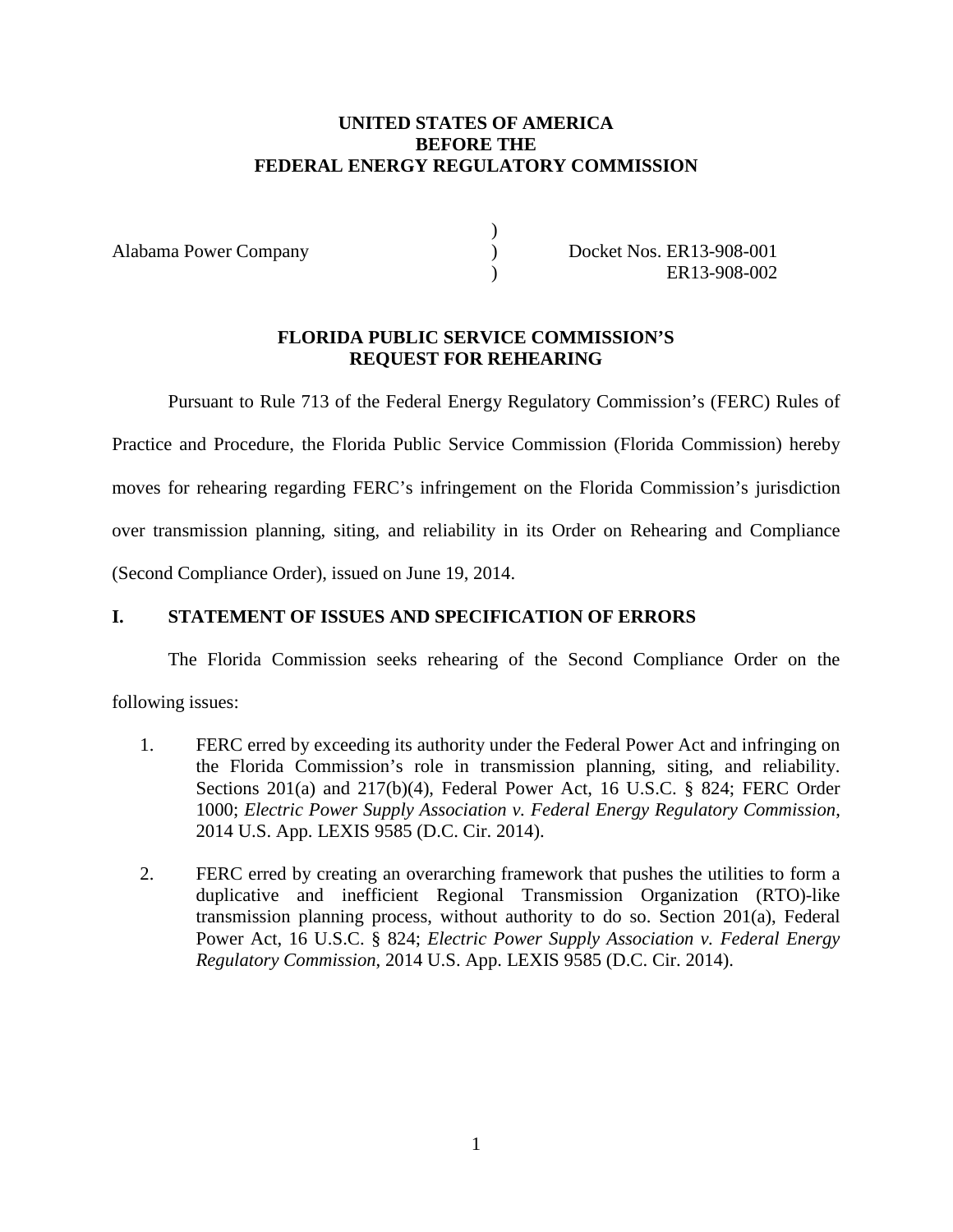**UNITED STATES OF AMERICA**
**BEFORE THE**
**FEDERAL ENERGY REGULATORY COMMISSION**

| | | |
|---|---|---|
| Alabama Power Company | ) | Docket Nos. ER13-908-001 |
| | ) | ER13-908-002 |

**FLORIDA PUBLIC SERVICE COMMISSION'S**
**REQUEST FOR REHEARING**

Pursuant to Rule 713 of the Federal Energy Regulatory Commission's (FERC) Rules of Practice and Procedure, the Florida Public Service Commission (Florida Commission) hereby moves for rehearing regarding FERC's infringement on the Florida Commission's jurisdiction over transmission planning, siting, and reliability in its Order on Rehearing and Compliance (Second Compliance Order), issued on June 19, 2014.

## I. STATEMENT OF ISSUES AND SPECIFICATION OF ERRORS

The Florida Commission seeks rehearing of the Second Compliance Order on the following issues:

1. FERC erred by exceeding its authority under the Federal Power Act and infringing on the Florida Commission's role in transmission planning, siting, and reliability. Sections 201(a) and 217(b)(4), Federal Power Act, 16 U.S.C. § 824; FERC Order 1000; *Electric Power Supply Association v. Federal Energy Regulatory Commission*, 2014 U.S. App. LEXIS 9585 (D.C. Cir. 2014).

2. FERC erred by creating an overarching framework that pushes the utilities to form a duplicative and inefficient Regional Transmission Organization (RTO)-like transmission planning process, without authority to do so. Section 201(a), Federal Power Act, 16 U.S.C. § 824; *Electric Power Supply Association v. Federal Energy Regulatory Commission*, 2014 U.S. App. LEXIS 9585 (D.C. Cir. 2014).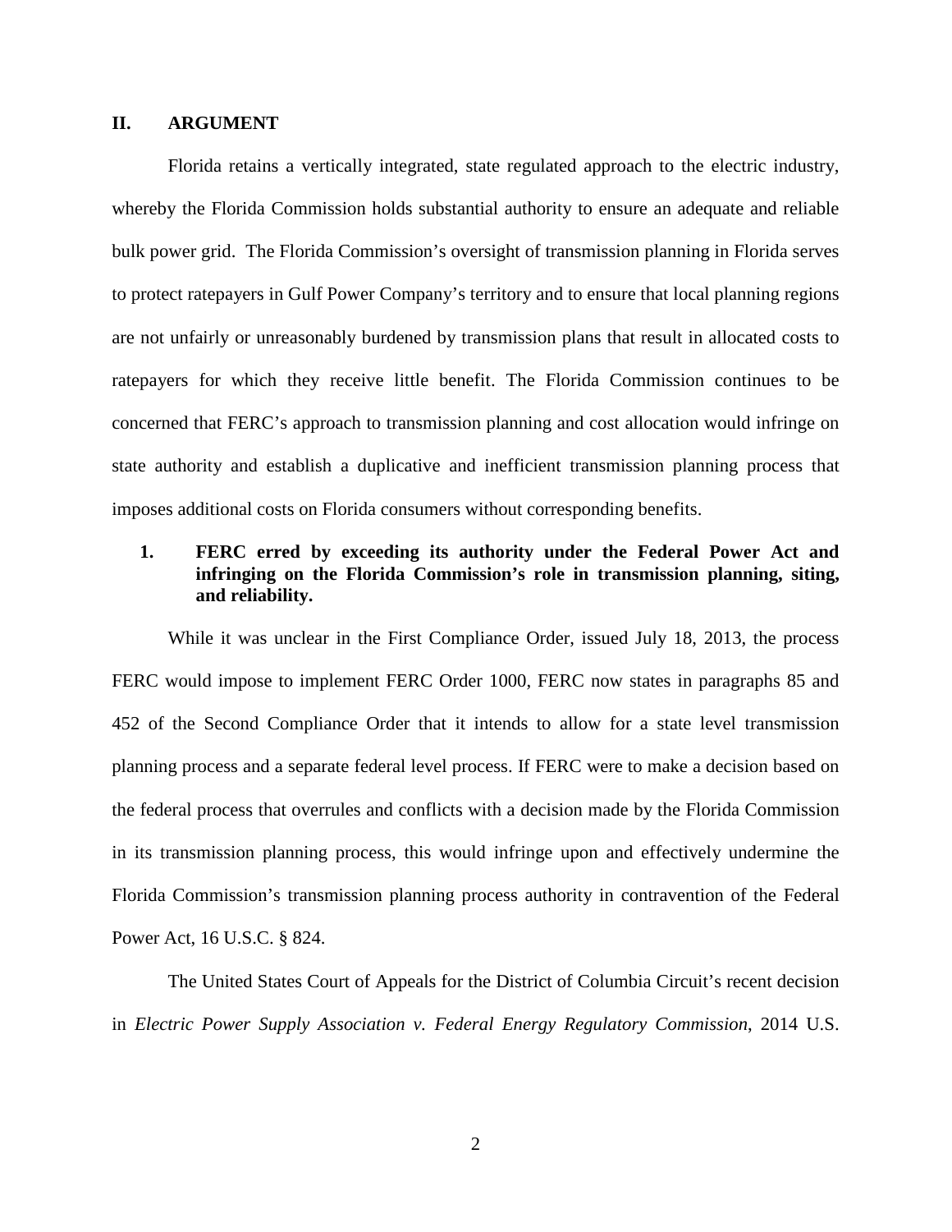## II. ARGUMENT

Florida retains a vertically integrated, state regulated approach to the electric industry, whereby the Florida Commission holds substantial authority to ensure an adequate and reliable bulk power grid. The Florida Commission's oversight of transmission planning in Florida serves to protect ratepayers in Gulf Power Company's territory and to ensure that local planning regions are not unfairly or unreasonably burdened by transmission plans that result in allocated costs to ratepayers for which they receive little benefit. The Florida Commission continues to be concerned that FERC's approach to transmission planning and cost allocation would infringe on state authority and establish a duplicative and inefficient transmission planning process that imposes additional costs on Florida consumers without corresponding benefits.

### 1. FERC erred by exceeding its authority under the Federal Power Act and infringing on the Florida Commission's role in transmission planning, siting, and reliability.

While it was unclear in the First Compliance Order, issued July 18, 2013, the process FERC would impose to implement FERC Order 1000, FERC now states in paragraphs 85 and 452 of the Second Compliance Order that it intends to allow for a state level transmission planning process and a separate federal level process. If FERC were to make a decision based on the federal process that overrules and conflicts with a decision made by the Florida Commission in its transmission planning process, this would infringe upon and effectively undermine the Florida Commission's transmission planning process authority in contravention of the Federal Power Act, 16 U.S.C. § 824.

The United States Court of Appeals for the District of Columbia Circuit's recent decision in *Electric Power Supply Association v. Federal Energy Regulatory Commission*, 2014 U.S.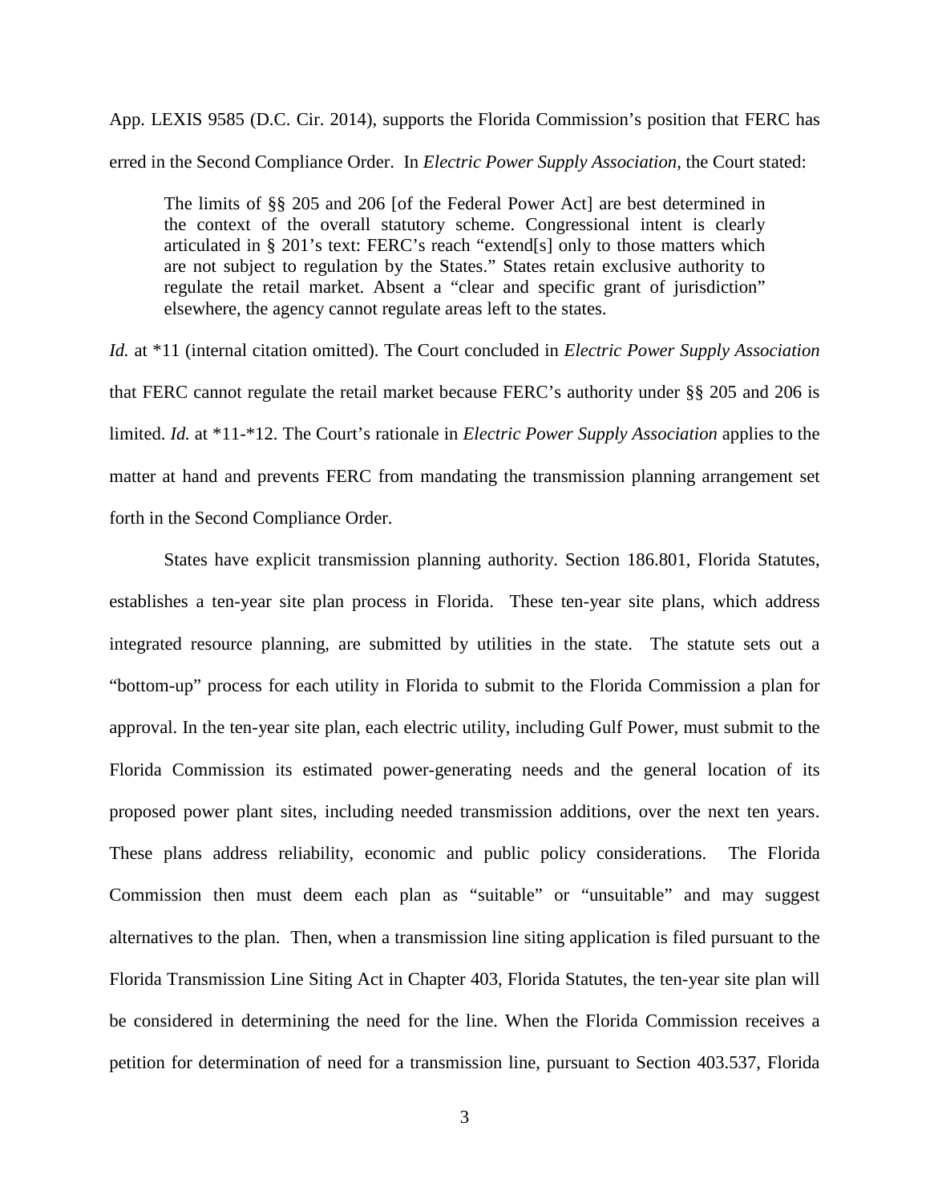App. LEXIS 9585 (D.C. Cir. 2014), supports the Florida Commission's position that FERC has erred in the Second Compliance Order. In *Electric Power Supply Association*, the Court stated:

> The limits of §§ 205 and 206 [of the Federal Power Act] are best determined in the context of the overall statutory scheme. Congressional intent is clearly articulated in § 201's text: FERC's reach "extend[s] only to those matters which are not subject to regulation by the States." States retain exclusive authority to regulate the retail market. Absent a "clear and specific grant of jurisdiction" elsewhere, the agency cannot regulate areas left to the states.

*Id.* at *11 (internal citation omitted). The Court concluded in *Electric Power Supply Association* that FERC cannot regulate the retail market because FERC's authority under §§ 205 and 206 is limited. *Id.* at *11-*12. The Court's rationale in *Electric Power Supply Association* applies to the matter at hand and prevents FERC from mandating the transmission planning arrangement set forth in the Second Compliance Order.

States have explicit transmission planning authority. Section 186.801, Florida Statutes, establishes a ten-year site plan process in Florida. These ten-year site plans, which address integrated resource planning, are submitted by utilities in the state. The statute sets out a "bottom-up" process for each utility in Florida to submit to the Florida Commission a plan for approval. In the ten-year site plan, each electric utility, including Gulf Power, must submit to the Florida Commission its estimated power-generating needs and the general location of its proposed power plant sites, including needed transmission additions, over the next ten years. These plans address reliability, economic and public policy considerations. The Florida Commission then must deem each plan as "suitable" or "unsuitable" and may suggest alternatives to the plan. Then, when a transmission line siting application is filed pursuant to the Florida Transmission Line Siting Act in Chapter 403, Florida Statutes, the ten-year site plan will be considered in determining the need for the line. When the Florida Commission receives a petition for determination of need for a transmission line, pursuant to Section 403.537, Florida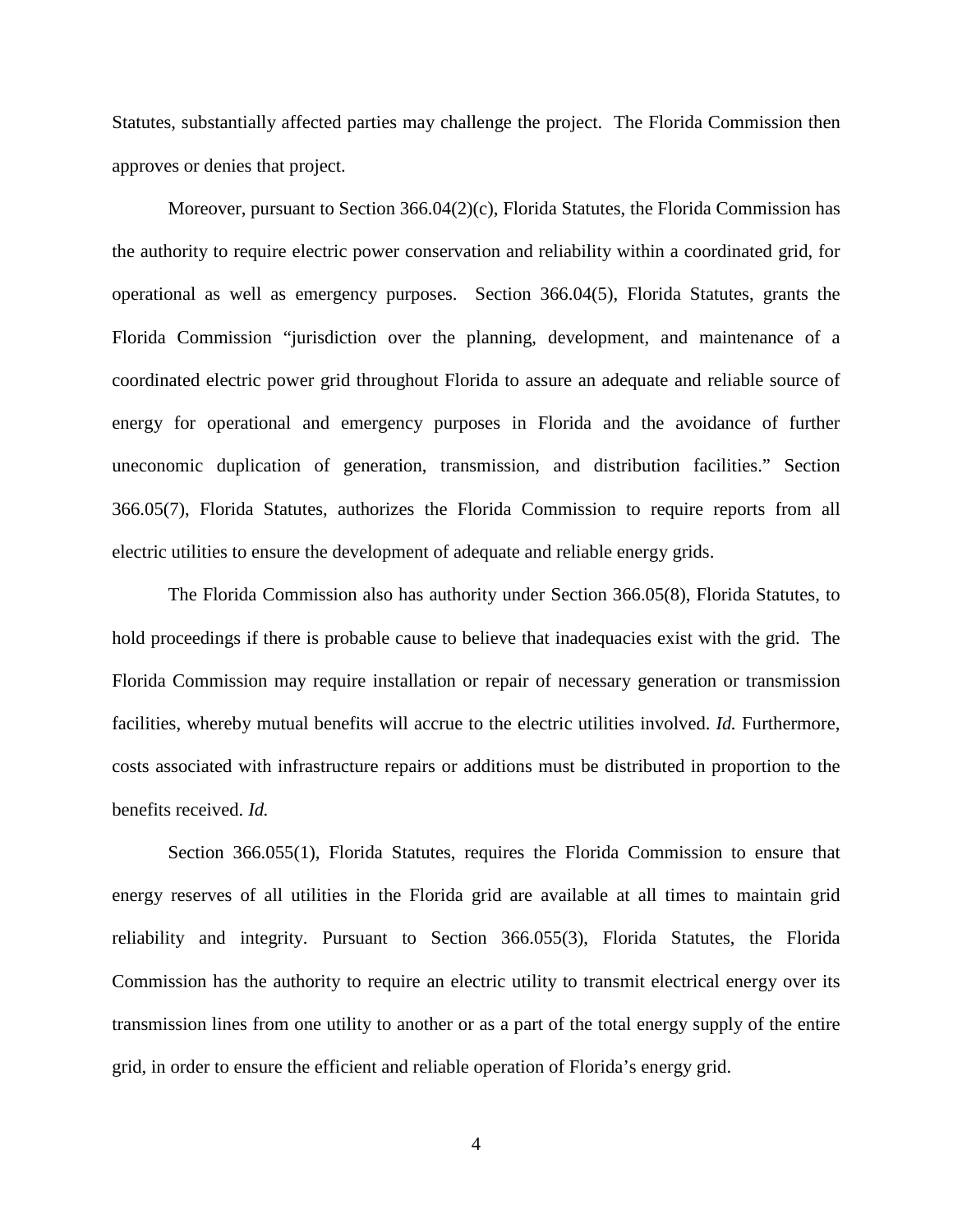Statutes, substantially affected parties may challenge the project. The Florida Commission then approves or denies that project.

Moreover, pursuant to Section 366.04(2)(c), Florida Statutes, the Florida Commission has the authority to require electric power conservation and reliability within a coordinated grid, for operational as well as emergency purposes. Section 366.04(5), Florida Statutes, grants the Florida Commission "jurisdiction over the planning, development, and maintenance of a coordinated electric power grid throughout Florida to assure an adequate and reliable source of energy for operational and emergency purposes in Florida and the avoidance of further uneconomic duplication of generation, transmission, and distribution facilities." Section 366.05(7), Florida Statutes, authorizes the Florida Commission to require reports from all electric utilities to ensure the development of adequate and reliable energy grids.

The Florida Commission also has authority under Section 366.05(8), Florida Statutes, to hold proceedings if there is probable cause to believe that inadequacies exist with the grid. The Florida Commission may require installation or repair of necessary generation or transmission facilities, whereby mutual benefits will accrue to the electric utilities involved. *Id.* Furthermore, costs associated with infrastructure repairs or additions must be distributed in proportion to the benefits received. *Id.*

Section 366.055(1), Florida Statutes, requires the Florida Commission to ensure that energy reserves of all utilities in the Florida grid are available at all times to maintain grid reliability and integrity. Pursuant to Section 366.055(3), Florida Statutes, the Florida Commission has the authority to require an electric utility to transmit electrical energy over its transmission lines from one utility to another or as a part of the total energy supply of the entire grid, in order to ensure the efficient and reliable operation of Florida's energy grid.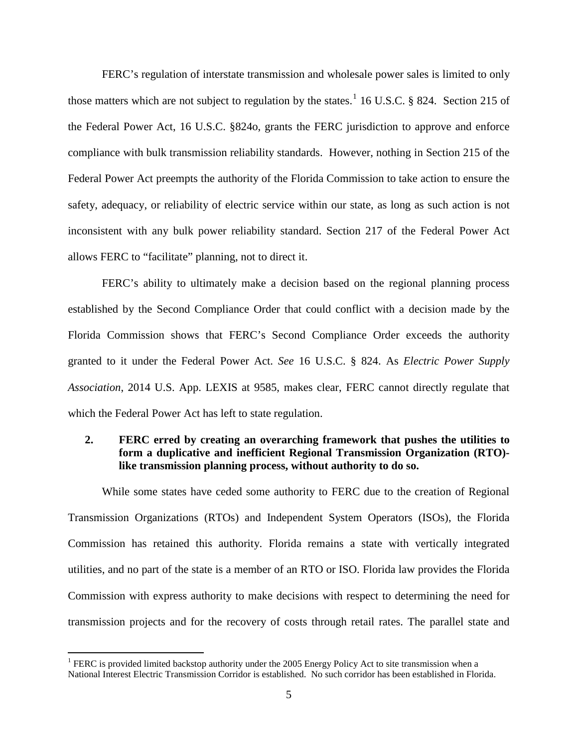FERC's regulation of interstate transmission and wholesale power sales is limited to only those matters which are not subject to regulation by the states.[1] 16 U.S.C. § 824. Section 215 of the Federal Power Act, 16 U.S.C. §824o, grants the FERC jurisdiction to approve and enforce compliance with bulk transmission reliability standards. However, nothing in Section 215 of the Federal Power Act preempts the authority of the Florida Commission to take action to ensure the safety, adequacy, or reliability of electric service within our state, as long as such action is not inconsistent with any bulk power reliability standard. Section 217 of the Federal Power Act allows FERC to "facilitate" planning, not to direct it.

FERC's ability to ultimately make a decision based on the regional planning process established by the Second Compliance Order that could conflict with a decision made by the Florida Commission shows that FERC's Second Compliance Order exceeds the authority granted to it under the Federal Power Act. *See* 16 U.S.C. § 824. As *Electric Power Supply Association*, 2014 U.S. App. LEXIS at 9585, makes clear, FERC cannot directly regulate that which the Federal Power Act has left to state regulation.

**2. FERC erred by creating an overarching framework that pushes the utilities to form a duplicative and inefficient Regional Transmission Organization (RTO)-like transmission planning process, without authority to do so.**

While some states have ceded some authority to FERC due to the creation of Regional Transmission Organizations (RTOs) and Independent System Operators (ISOs), the Florida Commission has retained this authority. Florida remains a state with vertically integrated utilities, and no part of the state is a member of an RTO or ISO. Florida law provides the Florida Commission with express authority to make decisions with respect to determining the need for transmission projects and for the recovery of costs through retail rates. The parallel state and

---

[1] FERC is provided limited backstop authority under the 2005 Energy Policy Act to site transmission when a National Interest Electric Transmission Corridor is established. No such corridor has been established in Florida.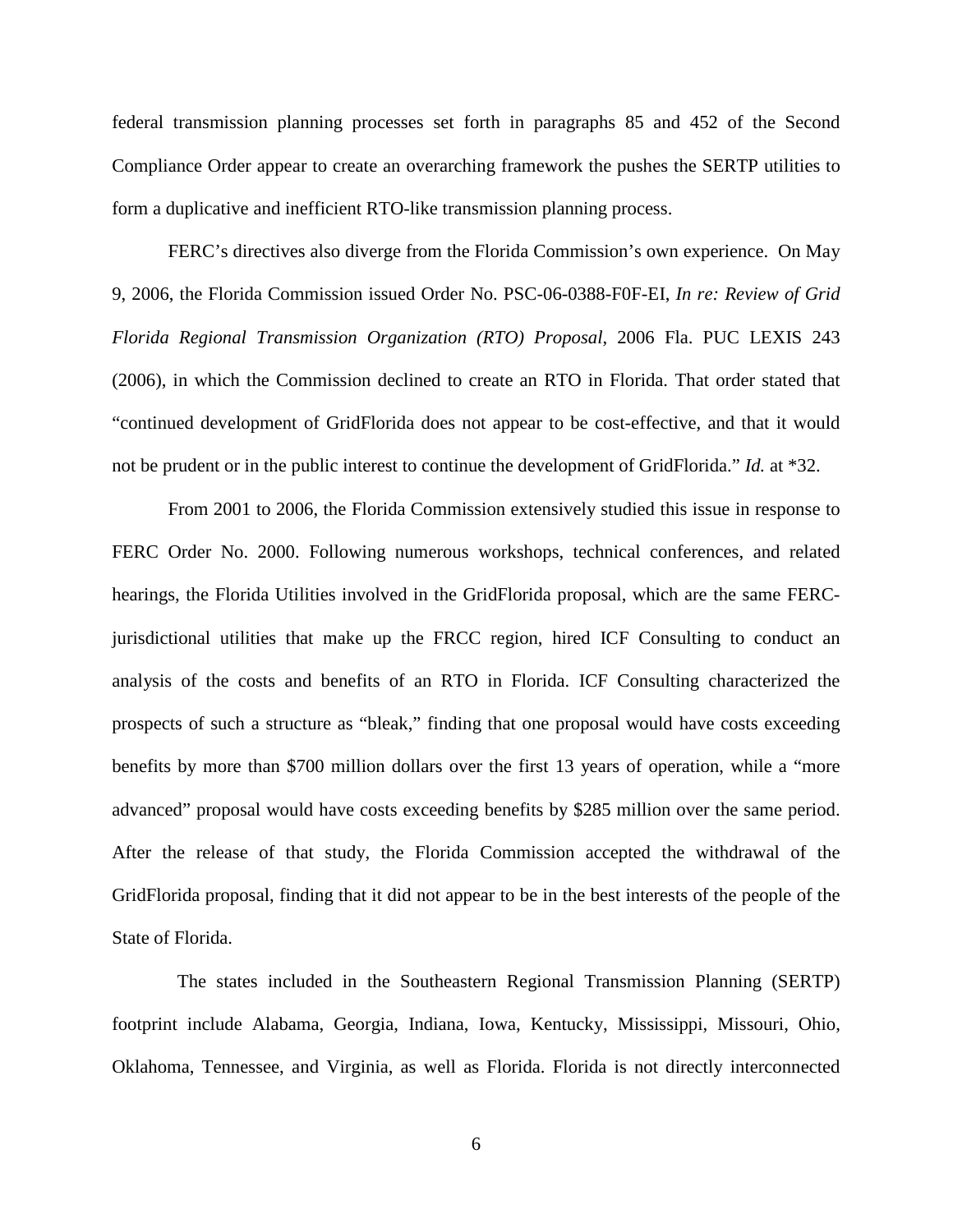federal transmission planning processes set forth in paragraphs 85 and 452 of the Second Compliance Order appear to create an overarching framework the pushes the SERTP utilities to form a duplicative and inefficient RTO-like transmission planning process.

FERC's directives also diverge from the Florida Commission's own experience. On May 9, 2006, the Florida Commission issued Order No. PSC-06-0388-F0F-EI, *In re: Review of Grid Florida Regional Transmission Organization (RTO) Proposal*, 2006 Fla. PUC LEXIS 243 (2006), in which the Commission declined to create an RTO in Florida. That order stated that "continued development of GridFlorida does not appear to be cost-effective, and that it would not be prudent or in the public interest to continue the development of GridFlorida." *Id.* at *32.

From 2001 to 2006, the Florida Commission extensively studied this issue in response to FERC Order No. 2000. Following numerous workshops, technical conferences, and related hearings, the Florida Utilities involved in the GridFlorida proposal, which are the same FERC-jurisdictional utilities that make up the FRCC region, hired ICF Consulting to conduct an analysis of the costs and benefits of an RTO in Florida. ICF Consulting characterized the prospects of such a structure as "bleak," finding that one proposal would have costs exceeding benefits by more than $700 million dollars over the first 13 years of operation, while a "more advanced" proposal would have costs exceeding benefits by $285 million over the same period. After the release of that study, the Florida Commission accepted the withdrawal of the GridFlorida proposal, finding that it did not appear to be in the best interests of the people of the State of Florida.

The states included in the Southeastern Regional Transmission Planning (SERTP) footprint include Alabama, Georgia, Indiana, Iowa, Kentucky, Mississippi, Missouri, Ohio, Oklahoma, Tennessee, and Virginia, as well as Florida. Florida is not directly interconnected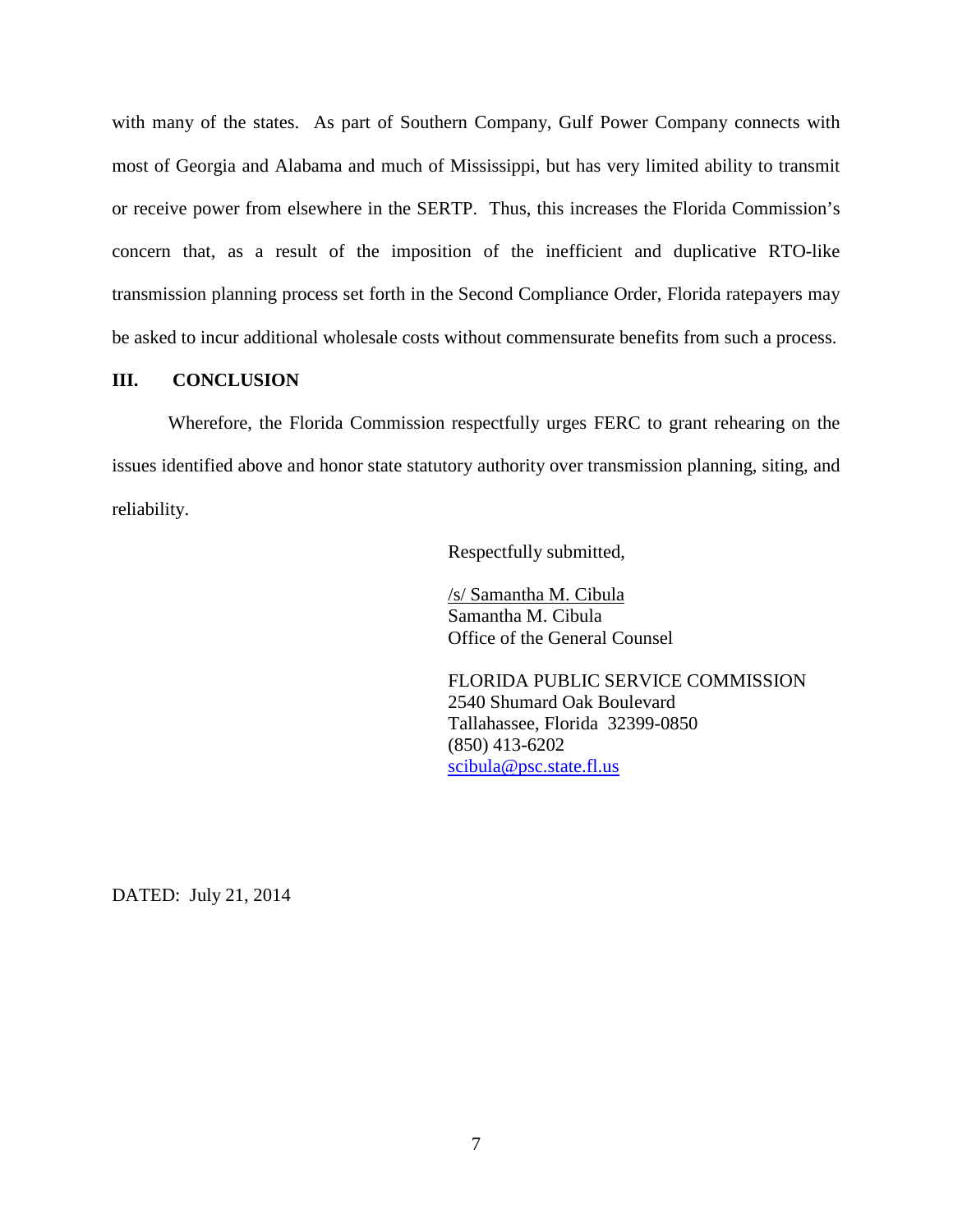with many of the states. As part of Southern Company, Gulf Power Company connects with most of Georgia and Alabama and much of Mississippi, but has very limited ability to transmit or receive power from elsewhere in the SERTP. Thus, this increases the Florida Commission's concern that, as a result of the imposition of the inefficient and duplicative RTO-like transmission planning process set forth in the Second Compliance Order, Florida ratepayers may be asked to incur additional wholesale costs without commensurate benefits from such a process.

## III. CONCLUSION

Wherefore, the Florida Commission respectfully urges FERC to grant rehearing on the issues identified above and honor state statutory authority over transmission planning, siting, and reliability.

Respectfully submitted,

/s/ Samantha M. Cibula
Samantha M. Cibula
Office of the General Counsel

FLORIDA PUBLIC SERVICE COMMISSION
2540 Shumard Oak Boulevard
Tallahassee, Florida 32399-0850
(850) 413-6202
scibula@psc.state.fl.us

DATED: July 21, 2014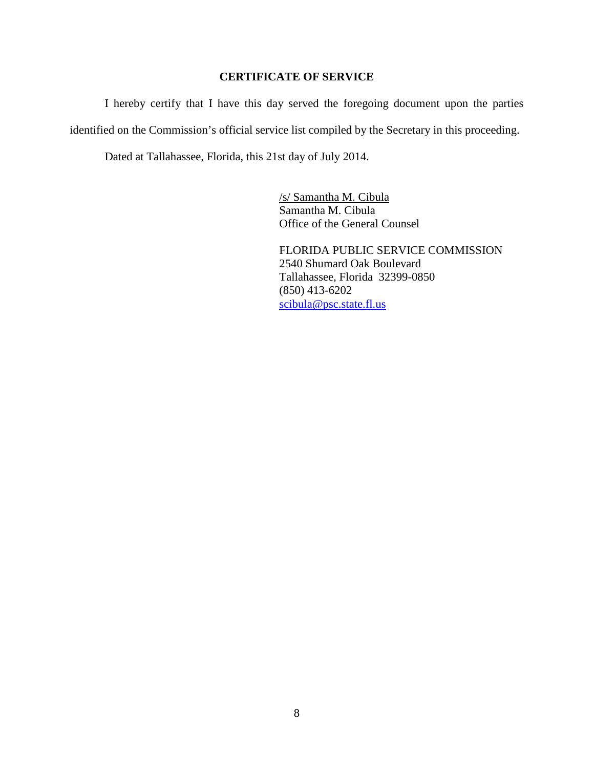## CERTIFICATE OF SERVICE

I hereby certify that I have this day served the foregoing document upon the parties identified on the Commission's official service list compiled by the Secretary in this proceeding.

Dated at Tallahassee, Florida, this 21st day of July 2014.

/s/ Samantha M. Cibula
Samantha M. Cibula
Office of the General Counsel

FLORIDA PUBLIC SERVICE COMMISSION
2540 Shumard Oak Boulevard
Tallahassee, Florida 32399-0850
(850) 413-6202
scibula@psc.state.fl.us